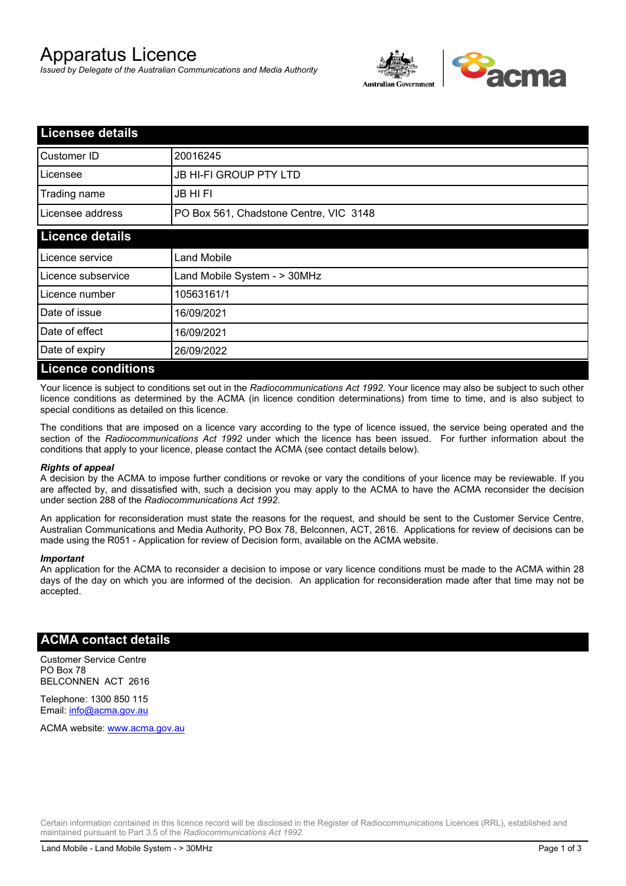# Apparatus Licence

*Issued by Delegate of the Australian Communications and Media Authority*

## Licensee details

| | |
|---|---|
| Customer ID | 20016245 |
| Licensee | JB HI-FI GROUP PTY LTD |
| Trading name | JB HI FI |
| Licensee address | PO Box 561, Chadstone Centre, VIC 3148 |

## Licence details

| | |
|---|---|
| Licence service | Land Mobile |
| Licence subservice | Land Mobile System - > 30MHz |
| Licence number | 10563161/1 |
| Date of issue | 16/09/2021 |
| Date of effect | 16/09/2021 |
| Date of expiry | 26/09/2022 |

## Licence conditions

Your licence is subject to conditions set out in the *Radiocommunications Act 1992*. Your licence may also be subject to such other licence conditions as determined by the ACMA (in licence condition determinations) from time to time, and is also subject to special conditions as detailed on this licence.

The conditions that are imposed on a licence vary according to the type of licence issued, the service being operated and the section of the *Radiocommunications Act 1992* under which the licence has been issued. For further information about the conditions that apply to your licence, please contact the ACMA (see contact details below).

***Rights of appeal***

A decision by the ACMA to impose further conditions or revoke or vary the conditions of your licence may be reviewable. If you are affected by, and dissatisfied with, such a decision you may apply to the ACMA to have the ACMA reconsider the decision under section 288 of the *Radiocommunications Act 1992*.

An application for reconsideration must state the reasons for the request, and should be sent to the Customer Service Centre, Australian Communications and Media Authority, PO Box 78, Belconnen, ACT, 2616. Applications for review of decisions can be made using the R051 - Application for review of Decision form, available on the ACMA website.

***Important***

An application for the ACMA to reconsider a decision to impose or vary licence conditions must be made to the ACMA within 28 days of the day on which you are informed of the decision. An application for reconsideration made after that time may not be accepted.

## ACMA contact details

Customer Service Centre
PO Box 78
BELCONNEN ACT 2616

Telephone: 1300 850 115
Email: info@acma.gov.au

ACMA website: www.acma.gov.au

Certain information contained in this licence record will be disclosed in the Register of Radiocommunications Licences (RRL), established and maintained pursuant to Part 3.5 of the *Radiocommunications Act 1992*.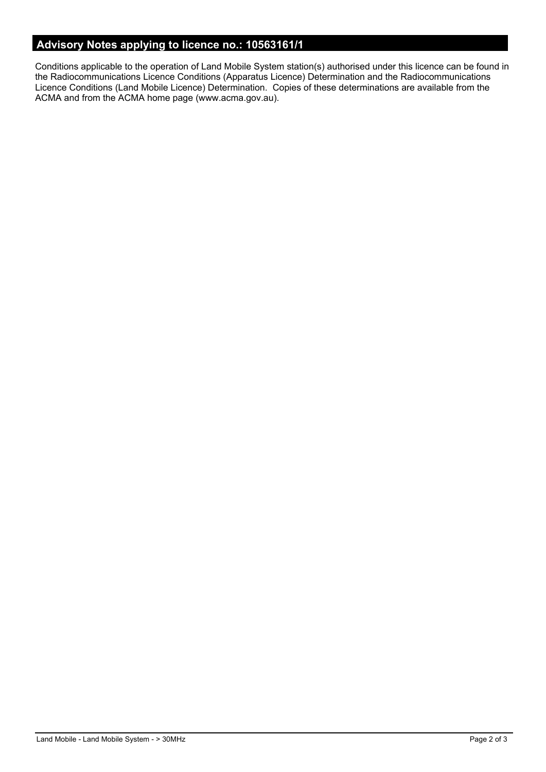## Advisory Notes applying to licence no.: 10563161/1

Conditions applicable to the operation of Land Mobile System station(s) authorised under this licence can be found in the Radiocommunications Licence Conditions (Apparatus Licence) Determination and the Radiocommunications Licence Conditions (Land Mobile Licence) Determination. Copies of these determinations are available from the ACMA and from the ACMA home page (www.acma.gov.au).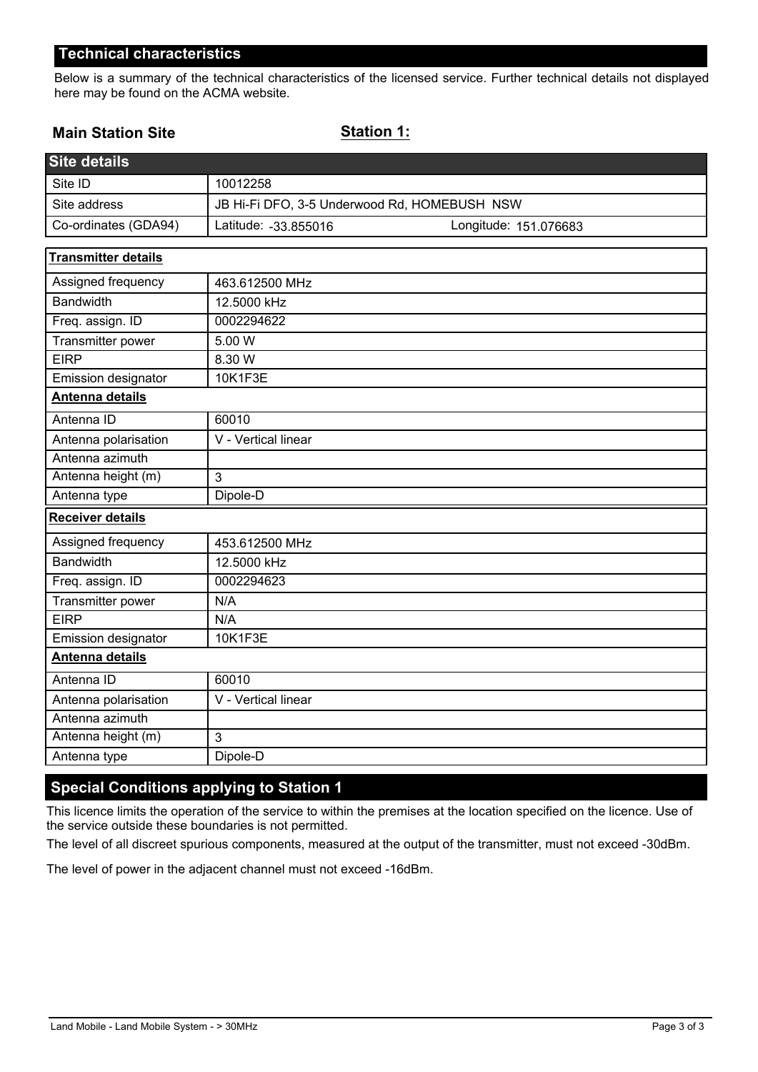## Technical characteristics

Below is a summary of the technical characteristics of the licensed service. Further technical details not displayed here may be found on the ACMA website.

**Main Station Site** **Station 1:**

| Site details | |
|---|---|
| Site ID | 10012258 |
| Site address | JB Hi-Fi DFO, 3-5 Underwood Rd, HOMEBUSH NSW |
| Co-ordinates (GDA94) | Latitude: -33.855016 Longitude: 151.076683 |

| **Transmitter details** | |
|---|---|
| Assigned frequency | 463.612500 MHz |
| Bandwidth | 12.5000 kHz |
| Freq. assign. ID | 0002294622 |
| Transmitter power | 5.00 W |
| EIRP | 8.30 W |
| Emission designator | 10K1F3E |
| **Antenna details** | |
| Antenna ID | 60010 |
| Antenna polarisation | V - Vertical linear |
| Antenna azimuth | |
| Antenna height (m) | 3 |
| Antenna type | Dipole-D |
| **Receiver details** | |
| Assigned frequency | 453.612500 MHz |
| Bandwidth | 12.5000 kHz |
| Freq. assign. ID | 0002294623 |
| Transmitter power | N/A |
| EIRP | N/A |
| Emission designator | 10K1F3E |
| **Antenna details** | |
| Antenna ID | 60010 |
| Antenna polarisation | V - Vertical linear |
| Antenna azimuth | |
| Antenna height (m) | 3 |
| Antenna type | Dipole-D |

## Special Conditions applying to Station 1

This licence limits the operation of the service to within the premises at the location specified on the licence. Use of the service outside these boundaries is not permitted.

The level of all discreet spurious components, measured at the output of the transmitter, must not exceed -30dBm.

The level of power in the adjacent channel must not exceed -16dBm.